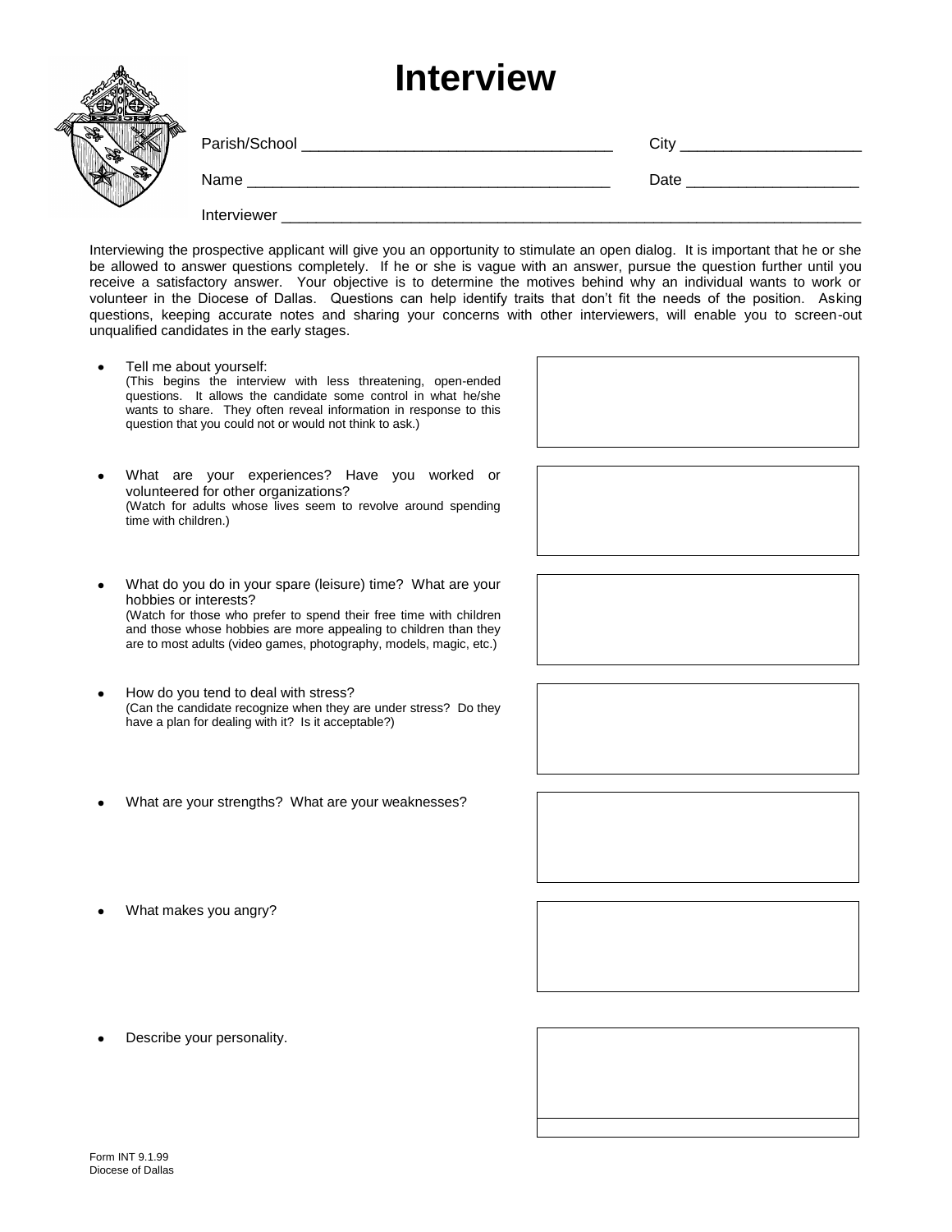# Interview

Parish/School ___________________________________ City ____________________

Name _________________________________________ Date ___________________

Interviewer ____________________________________________________________________

Interviewing the prospective applicant will give you an opportunity to stimulate an open dialog. It is important that he or she be allowed to answer questions completely. If he or she is vague with an answer, pursue the question further until you receive a satisfactory answer. Your objective is to determine the motives behind why an individual wants to work or volunteer in the Diocese of Dallas. Questions can help identify traits that don't fit the needs of the position. Asking questions, keeping accurate notes and sharing your concerns with other interviewers, will enable you to screen-out unqualified candidates in the early stages.

- Tell me about yourself:
  (This begins the interview with less threatening, open-ended questions. It allows the candidate some control in what he/she wants to share. They often reveal information in response to this question that you could not or would not think to ask.)

- What are your experiences? Have you worked or volunteered for other organizations?
  (Watch for adults whose lives seem to revolve around spending time with children.)

- What do you do in your spare (leisure) time? What are your hobbies or interests?
  (Watch for those who prefer to spend their free time with children and those whose hobbies are more appealing to children than they are to most adults (video games, photography, models, magic, etc.)

- How do you tend to deal with stress?
  (Can the candidate recognize when they are under stress? Do they have a plan for dealing with it? Is it acceptable?)

- What are your strengths? What are your weaknesses?

- What makes you angry?

- Describe your personality.

Form INT 9.1.99
Diocese of Dallas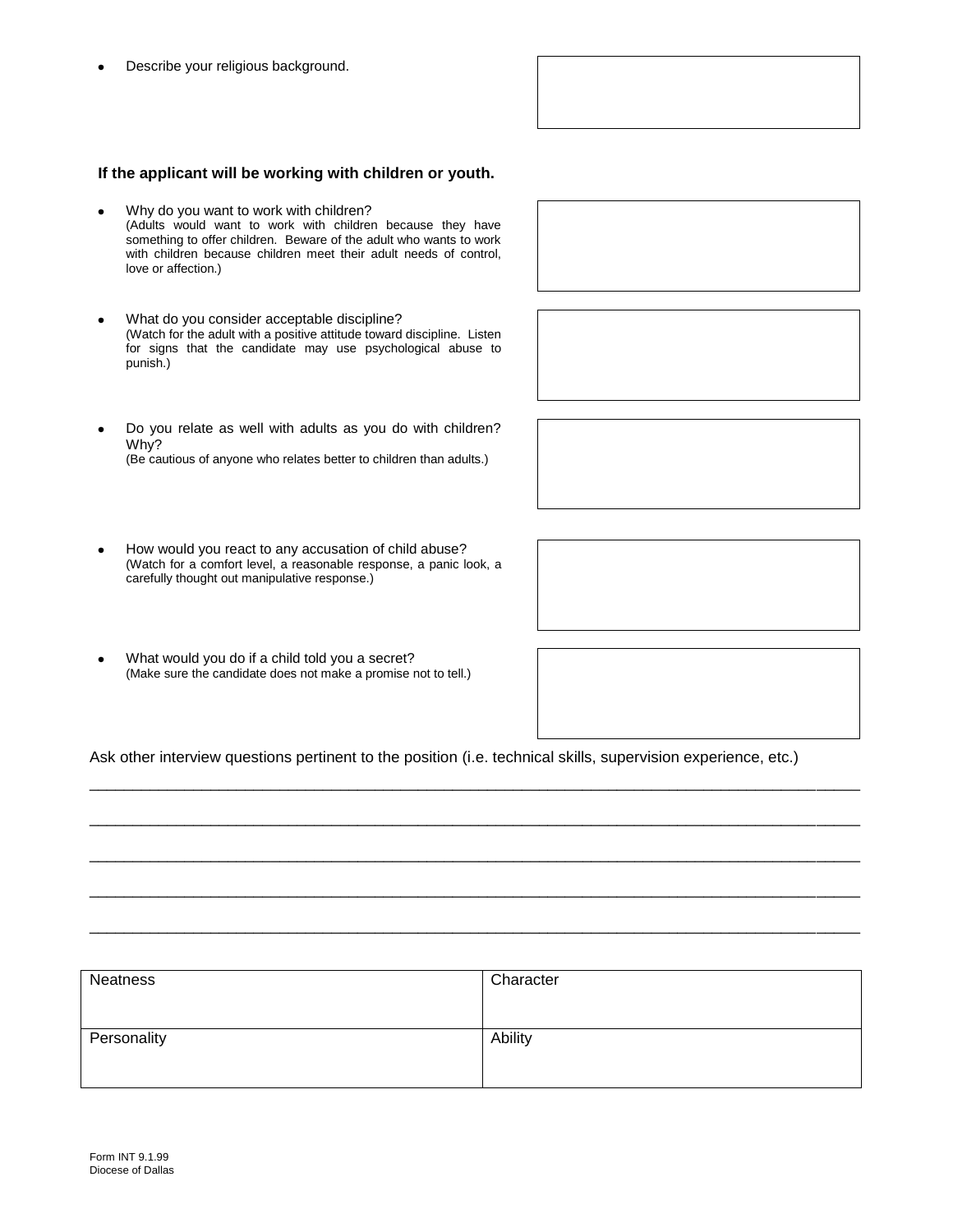- Describe your religious background.

**If the applicant will be working with children or youth.**

- Why do you want to work with children?
  (Adults would want to work with children because they have something to offer children. Beware of the adult who wants to work with children because children meet their adult needs of control, love or affection.)

- What do you consider acceptable discipline?
  (Watch for the adult with a positive attitude toward discipline. Listen for signs that the candidate may use psychological abuse to punish.)

- Do you relate as well with adults as you do with children? Why?
  (Be cautious of anyone who relates better to children than adults.)

- How would you react to any accusation of child abuse?
  (Watch for a comfort level, a reasonable response, a panic look, a carefully thought out manipulative response.)

- What would you do if a child told you a secret?
  (Make sure the candidate does not make a promise not to tell.)

Ask other interview questions pertinent to the position (i.e. technical skills, supervision experience, etc.)

______________________________________________________________________________

______________________________________________________________________________

______________________________________________________________________________

______________________________________________________________________________

______________________________________________________________________________

| | |
|---|---|
| Neatness | Character |
| Personality | Ability |

Form INT 9.1.99
Diocese of Dallas